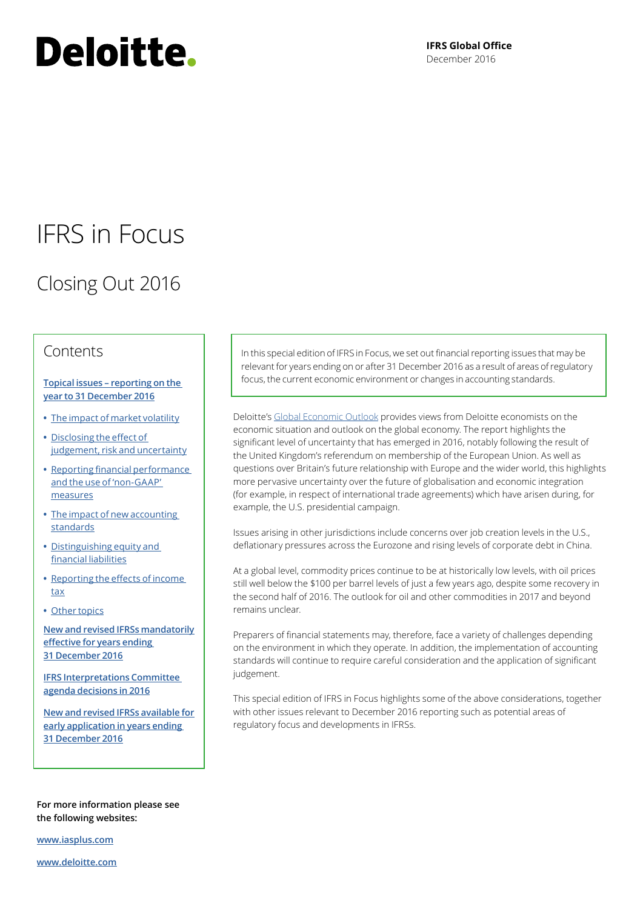**Deloitte.**

**IFRS Global Office**
December 2016

# IFRS in Focus

## Closing Out 2016

In this special edition of IFRS in Focus, we set out financial reporting issues that may be relevant for years ending on or after 31 December 2016 as a result of areas of regulatory focus, the current economic environment or changes in accounting standards.

Deloitte's Global Economic Outlook provides views from Deloitte economists on the economic situation and outlook on the global economy. The report highlights the significant level of uncertainty that has emerged in 2016, notably following the result of the United Kingdom's referendum on membership of the European Union. As well as questions over Britain's future relationship with Europe and the wider world, this highlights more pervasive uncertainty over the future of globalisation and economic integration (for example, in respect of international trade agreements) which have arisen during, for example, the U.S. presidential campaign.

Issues arising in other jurisdictions include concerns over job creation levels in the U.S., deflationary pressures across the Eurozone and rising levels of corporate debt in China.

At a global level, commodity prices continue to be at historically low levels, with oil prices still well below the $100 per barrel levels of just a few years ago, despite some recovery in the second half of 2016. The outlook for oil and other commodities in 2017 and beyond remains unclear.

Preparers of financial statements may, therefore, face a variety of challenges depending on the environment in which they operate. In addition, the implementation of accounting standards will continue to require careful consideration and the application of significant judgement.

This special edition of IFRS in Focus highlights some of the above considerations, together with other issues relevant to December 2016 reporting such as potential areas of regulatory focus and developments in IFRSs.

### Contents

**Topical issues – reporting on the year to 31 December 2016**

- The impact of market volatility
- Disclosing the effect of judgement, risk and uncertainty
- Reporting financial performance and the use of 'non-GAAP' measures
- The impact of new accounting standards
- Distinguishing equity and financial liabilities
- Reporting the effects of income tax
- Other topics

**New and revised IFRSs mandatorily effective for years ending 31 December 2016**

**IFRS Interpretations Committee agenda decisions in 2016**

**New and revised IFRSs available for early application in years ending 31 December 2016**

**For more information please see the following websites:**

www.iasplus.com

www.deloitte.com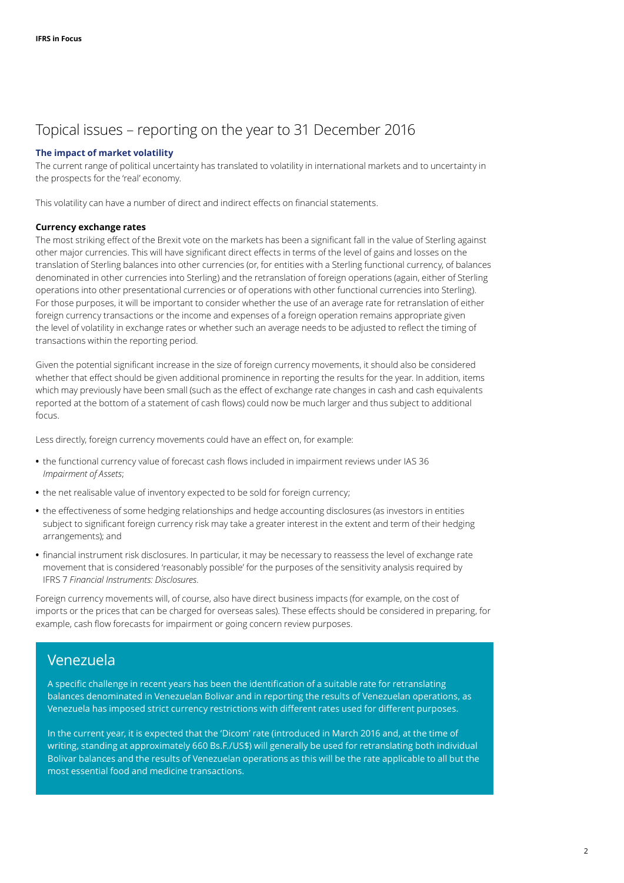# Topical issues – reporting on the year to 31 December 2016

### The impact of market volatility

The current range of political uncertainty has translated to volatility in international markets and to uncertainty in the prospects for the 'real' economy.

This volatility can have a number of direct and indirect effects on financial statements.

#### Currency exchange rates

The most striking effect of the Brexit vote on the markets has been a significant fall in the value of Sterling against other major currencies. This will have significant direct effects in terms of the level of gains and losses on the translation of Sterling balances into other currencies (or, for entities with a Sterling functional currency, of balances denominated in other currencies into Sterling) and the retranslation of foreign operations (again, either of Sterling operations into other presentational currencies or of operations with other functional currencies into Sterling). For those purposes, it will be important to consider whether the use of an average rate for retranslation of either foreign currency transactions or the income and expenses of a foreign operation remains appropriate given the level of volatility in exchange rates or whether such an average needs to be adjusted to reflect the timing of transactions within the reporting period.

Given the potential significant increase in the size of foreign currency movements, it should also be considered whether that effect should be given additional prominence in reporting the results for the year. In addition, items which may previously have been small (such as the effect of exchange rate changes in cash and cash equivalents reported at the bottom of a statement of cash flows) could now be much larger and thus subject to additional focus.

Less directly, foreign currency movements could have an effect on, for example:

- the functional currency value of forecast cash flows included in impairment reviews under IAS 36 *Impairment of Assets*;
- the net realisable value of inventory expected to be sold for foreign currency;
- the effectiveness of some hedging relationships and hedge accounting disclosures (as investors in entities subject to significant foreign currency risk may take a greater interest in the extent and term of their hedging arrangements); and
- financial instrument risk disclosures. In particular, it may be necessary to reassess the level of exchange rate movement that is considered 'reasonably possible' for the purposes of the sensitivity analysis required by IFRS 7 *Financial Instruments: Disclosures*.

Foreign currency movements will, of course, also have direct business impacts (for example, on the cost of imports or the prices that can be charged for overseas sales). These effects should be considered in preparing, for example, cash flow forecasts for impairment or going concern review purposes.

## Venezuela

A specific challenge in recent years has been the identification of a suitable rate for retranslating balances denominated in Venezuelan Bolivar and in reporting the results of Venezuelan operations, as Venezuela has imposed strict currency restrictions with different rates used for different purposes.

In the current year, it is expected that the 'Dicom' rate (introduced in March 2016 and, at the time of writing, standing at approximately 660 Bs.F./US$) will generally be used for retranslating both individual Bolivar balances and the results of Venezuelan operations as this will be the rate applicable to all but the most essential food and medicine transactions.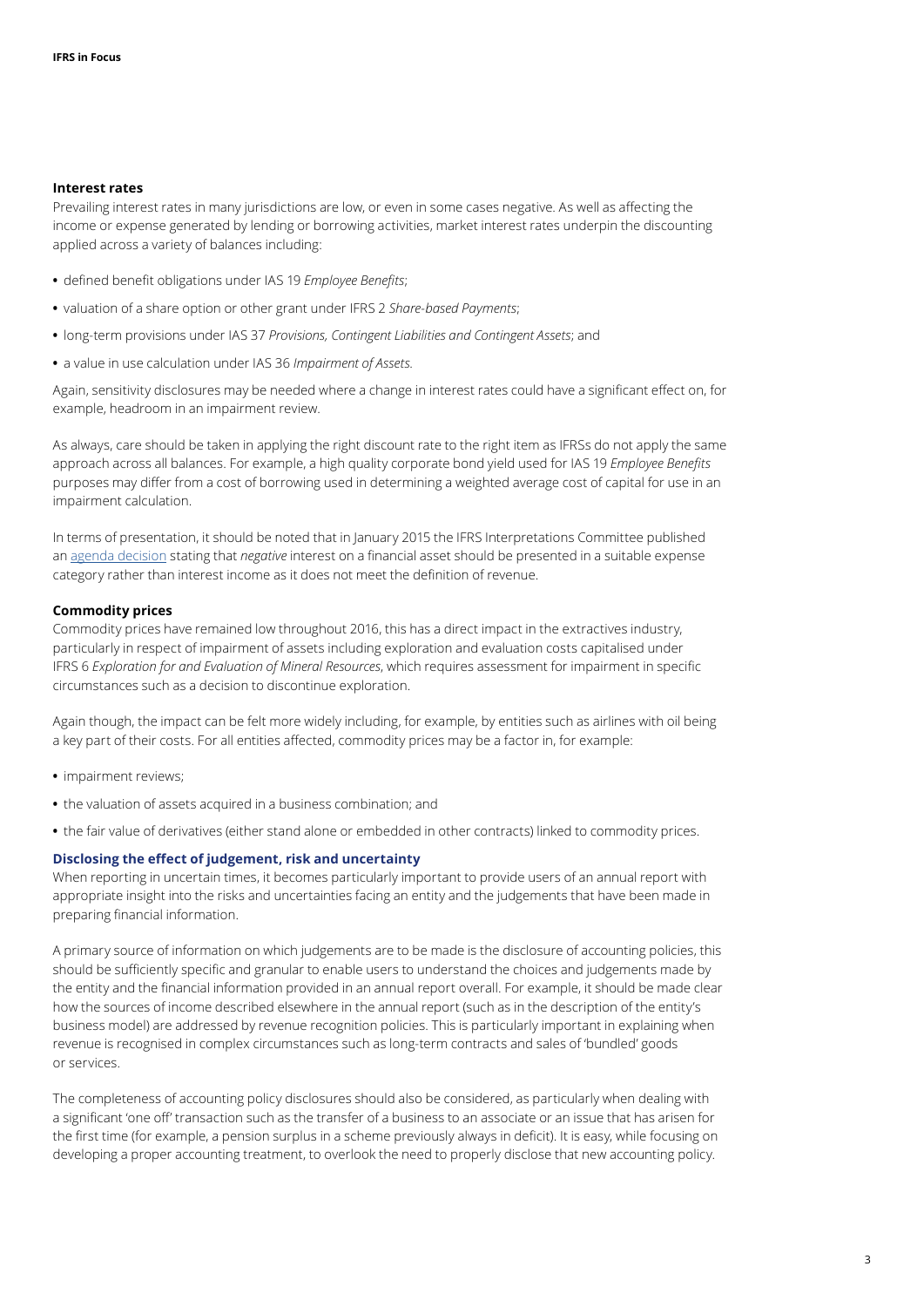### Interest rates

Prevailing interest rates in many jurisdictions are low, or even in some cases negative. As well as affecting the income or expense generated by lending or borrowing activities, market interest rates underpin the discounting applied across a variety of balances including:

- defined benefit obligations under IAS 19 *Employee Benefits*;
- valuation of a share option or other grant under IFRS 2 *Share-based Payments*;
- long-term provisions under IAS 37 *Provisions, Contingent Liabilities and Contingent Assets*; and
- a value in use calculation under IAS 36 *Impairment of Assets.*

Again, sensitivity disclosures may be needed where a change in interest rates could have a significant effect on, for example, headroom in an impairment review.

As always, care should be taken in applying the right discount rate to the right item as IFRSs do not apply the same approach across all balances. For example, a high quality corporate bond yield used for IAS 19 *Employee Benefits* purposes may differ from a cost of borrowing used in determining a weighted average cost of capital for use in an impairment calculation.

In terms of presentation, it should be noted that in January 2015 the IFRS Interpretations Committee published an agenda decision stating that *negative* interest on a financial asset should be presented in a suitable expense category rather than interest income as it does not meet the definition of revenue.

### Commodity prices

Commodity prices have remained low throughout 2016, this has a direct impact in the extractives industry, particularly in respect of impairment of assets including exploration and evaluation costs capitalised under IFRS 6 *Exploration for and Evaluation of Mineral Resources*, which requires assessment for impairment in specific circumstances such as a decision to discontinue exploration.

Again though, the impact can be felt more widely including, for example, by entities such as airlines with oil being a key part of their costs. For all entities affected, commodity prices may be a factor in, for example:

- impairment reviews;
- the valuation of assets acquired in a business combination; and
- the fair value of derivatives (either stand alone or embedded in other contracts) linked to commodity prices.

## Disclosing the effect of judgement, risk and uncertainty

When reporting in uncertain times, it becomes particularly important to provide users of an annual report with appropriate insight into the risks and uncertainties facing an entity and the judgements that have been made in preparing financial information.

A primary source of information on which judgements are to be made is the disclosure of accounting policies, this should be sufficiently specific and granular to enable users to understand the choices and judgements made by the entity and the financial information provided in an annual report overall. For example, it should be made clear how the sources of income described elsewhere in the annual report (such as in the description of the entity's business model) are addressed by revenue recognition policies. This is particularly important in explaining when revenue is recognised in complex circumstances such as long-term contracts and sales of 'bundled' goods or services.

The completeness of accounting policy disclosures should also be considered, as particularly when dealing with a significant 'one off' transaction such as the transfer of a business to an associate or an issue that has arisen for the first time (for example, a pension surplus in a scheme previously always in deficit). It is easy, while focusing on developing a proper accounting treatment, to overlook the need to properly disclose that new accounting policy.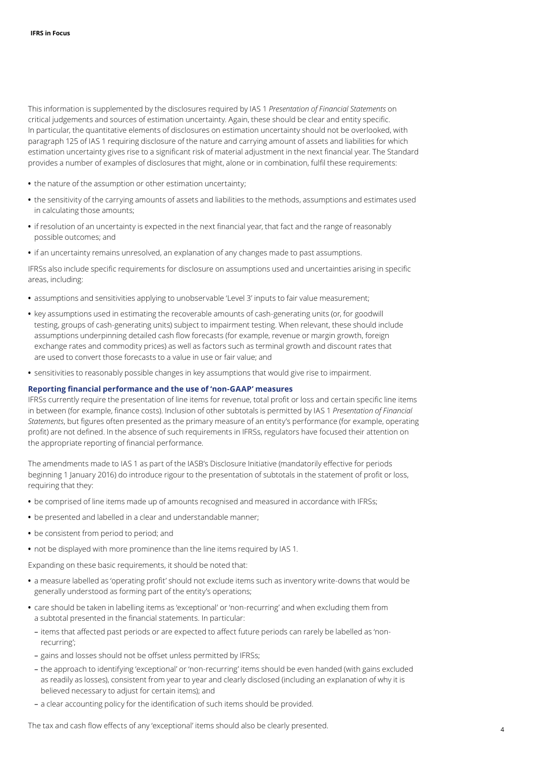This information is supplemented by the disclosures required by IAS 1 *Presentation of Financial Statements* on critical judgements and sources of estimation uncertainty. Again, these should be clear and entity specific. In particular, the quantitative elements of disclosures on estimation uncertainty should not be overlooked, with paragraph 125 of IAS 1 requiring disclosure of the nature and carrying amount of assets and liabilities for which estimation uncertainty gives rise to a significant risk of material adjustment in the next financial year. The Standard provides a number of examples of disclosures that might, alone or in combination, fulfil these requirements:

- the nature of the assumption or other estimation uncertainty;
- the sensitivity of the carrying amounts of assets and liabilities to the methods, assumptions and estimates used in calculating those amounts;
- if resolution of an uncertainty is expected in the next financial year, that fact and the range of reasonably possible outcomes; and
- if an uncertainty remains unresolved, an explanation of any changes made to past assumptions.

IFRSs also include specific requirements for disclosure on assumptions used and uncertainties arising in specific areas, including:

- assumptions and sensitivities applying to unobservable 'Level 3' inputs to fair value measurement;
- key assumptions used in estimating the recoverable amounts of cash-generating units (or, for goodwill testing, groups of cash-generating units) subject to impairment testing. When relevant, these should include assumptions underpinning detailed cash flow forecasts (for example, revenue or margin growth, foreign exchange rates and commodity prices) as well as factors such as terminal growth and discount rates that are used to convert those forecasts to a value in use or fair value; and
- sensitivities to reasonably possible changes in key assumptions that would give rise to impairment.

### Reporting financial performance and the use of 'non-GAAP' measures

IFRSs currently require the presentation of line items for revenue, total profit or loss and certain specific line items in between (for example, finance costs). Inclusion of other subtotals is permitted by IAS 1 *Presentation of Financial Statements*, but figures often presented as the primary measure of an entity's performance (for example, operating profit) are not defined. In the absence of such requirements in IFRSs, regulators have focused their attention on the appropriate reporting of financial performance.

The amendments made to IAS 1 as part of the IASB's Disclosure Initiative (mandatorily effective for periods beginning 1 January 2016) do introduce rigour to the presentation of subtotals in the statement of profit or loss, requiring that they:

- be comprised of line items made up of amounts recognised and measured in accordance with IFRSs;
- be presented and labelled in a clear and understandable manner;
- be consistent from period to period; and
- not be displayed with more prominence than the line items required by IAS 1.

Expanding on these basic requirements, it should be noted that:

- a measure labelled as 'operating profit' should not exclude items such as inventory write-downs that would be generally understood as forming part of the entity's operations;
- care should be taken in labelling items as 'exceptional' or 'non-recurring' and when excluding them from a subtotal presented in the financial statements. In particular:
  - items that affected past periods or are expected to affect future periods can rarely be labelled as 'non-recurring';
  - gains and losses should not be offset unless permitted by IFRSs;
  - the approach to identifying 'exceptional' or 'non-recurring' items should be even handed (with gains excluded as readily as losses), consistent from year to year and clearly disclosed (including an explanation of why it is believed necessary to adjust for certain items); and
  - a clear accounting policy for the identification of such items should be provided.

The tax and cash flow effects of any 'exceptional' items should also be clearly presented.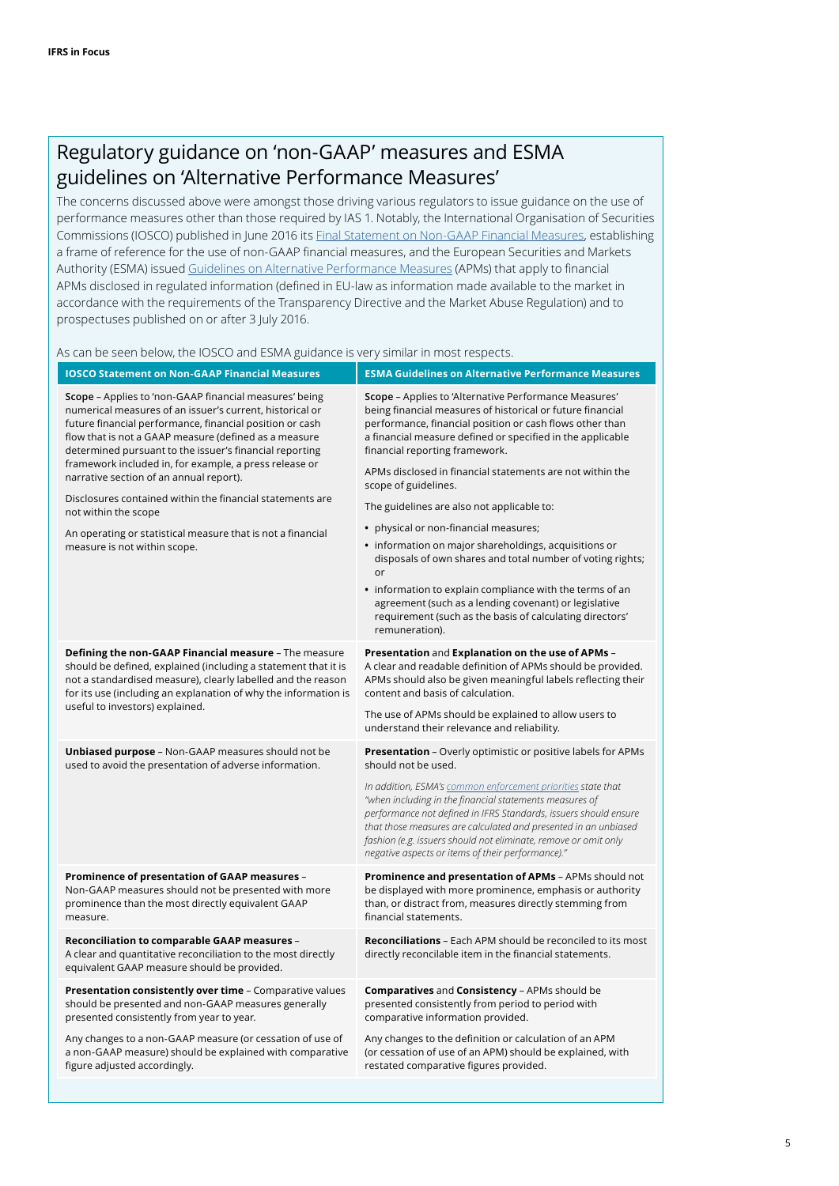## Regulatory guidance on 'non-GAAP' measures and ESMA guidelines on 'Alternative Performance Measures'

The concerns discussed above were amongst those driving various regulators to issue guidance on the use of performance measures other than those required by IAS 1. Notably, the International Organisation of Securities Commissions (IOSCO) published in June 2016 its Final Statement on Non-GAAP Financial Measures, establishing a frame of reference for the use of non-GAAP financial measures, and the European Securities and Markets Authority (ESMA) issued Guidelines on Alternative Performance Measures (APMs) that apply to financial APMs disclosed in regulated information (defined in EU-law as information made available to the market in accordance with the requirements of the Transparency Directive and the Market Abuse Regulation) and to prospectuses published on or after 3 July 2016.

As can be seen below, the IOSCO and ESMA guidance is very similar in most respects.

| IOSCO Statement on Non-GAAP Financial Measures | ESMA Guidelines on Alternative Performance Measures |
|---|---|
| **Scope** – Applies to 'non-GAAP financial measures' being numerical measures of an issuer's current, historical or future financial performance, financial position or cash flow that is not a GAAP measure (defined as a measure determined pursuant to the issuer's financial reporting framework included in, for example, a press release or narrative section of an annual report).<br><br>Disclosures contained within the financial statements are not within the scope<br><br>An operating or statistical measure that is not a financial measure is not within scope. | **Scope** – Applies to 'Alternative Performance Measures' being financial measures of historical or future financial performance, financial position or cash flows other than a financial measure defined or specified in the applicable financial reporting framework.<br><br>APMs disclosed in financial statements are not within the scope of guidelines.<br><br>The guidelines are also not applicable to:<br>• physical or non-financial measures;<br>• information on major shareholdings, acquisitions or disposals of own shares and total number of voting rights; or<br>• information to explain compliance with the terms of an agreement (such as a lending covenant) or legislative requirement (such as the basis of calculating directors' remuneration). |
| **Defining the non-GAAP Financial measure** – The measure should be defined, explained (including a statement that it is not a standardised measure), clearly labelled and the reason for its use (including an explanation of why the information is useful to investors) explained. | **Presentation** and **Explanation on the use of APMs** – A clear and readable definition of APMs should be provided. APMs should also be given meaningful labels reflecting their content and basis of calculation.<br><br>The use of APMs should be explained to allow users to understand their relevance and reliability. |
| **Unbiased purpose** – Non-GAAP measures should not be used to avoid the presentation of adverse information. | **Presentation** – Overly optimistic or positive labels for APMs should not be used.<br><br>*In addition, ESMA's common enforcement priorities state that "when including in the financial statements measures of performance not defined in IFRS Standards, issuers should ensure that those measures are calculated and presented in an unbiased fashion (e.g. issuers should not eliminate, remove or omit only negative aspects or items of their performance)."* |
| **Prominence of presentation of GAAP measures** – Non-GAAP measures should not be presented with more prominence than the most directly equivalent GAAP measure. | **Prominence and presentation of APMs** – APMs should not be displayed with more prominence, emphasis or authority than, or distract from, measures directly stemming from financial statements. |
| **Reconciliation to comparable GAAP measures** – A clear and quantitative reconciliation to the most directly equivalent GAAP measure should be provided. | **Reconciliations** – Each APM should be reconciled to its most directly reconcilable item in the financial statements. |
| **Presentation consistently over time** – Comparative values should be presented and non-GAAP measures generally presented consistently from year to year.<br><br>Any changes to a non-GAAP measure (or cessation of use of a non-GAAP measure) should be explained with comparative figure adjusted accordingly. | **Comparatives** and **Consistency** – APMs should be presented consistently from period to period with comparative information provided.<br><br>Any changes to the definition or calculation of an APM (or cessation of use of an APM) should be explained, with restated comparative figures provided. |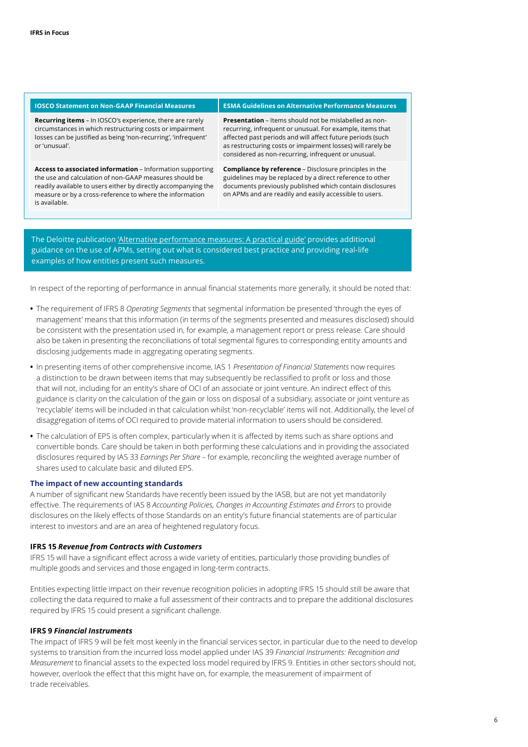| IOSCO Statement on Non-GAAP Financial Measures | ESMA Guidelines on Alternative Performance Measures |
|---|---|
| **Recurring items** – In IOSCO's experience, there are rarely circumstances in which restructuring costs or impairment losses can be justified as being 'non-recurring', 'infrequent' or 'unusual'. | **Presentation** – Items should not be mislabelled as non-recurring, infrequent or unusual. For example, items that affected past periods and will affect future periods (such as restructuring costs or impairment losses) will rarely be considered as non-recurring, infrequent or unusual. |
| **Access to associated information** – Information supporting the use and calculation of non-GAAP measures should be readily available to users either by directly accompanying the measure or by a cross-reference to where the information is available. | **Compliance by reference** – Disclosure principles in the guidelines may be replaced by a direct reference to other documents previously published which contain disclosures on APMs and are readily and easily accessible to users. |

The Deloitte publication 'Alternative performance measures: A practical guide' provides additional guidance on the use of APMs, setting out what is considered best practice and providing real-life examples of how entities present such measures.

In respect of the reporting of performance in annual financial statements more generally, it should be noted that:

- The requirement of IFRS 8 *Operating Segments* that segmental information be presented 'through the eyes of management' means that this information (in terms of the segments presented and measures disclosed) should be consistent with the presentation used in, for example, a management report or press release. Care should also be taken in presenting the reconciliations of total segmental figures to corresponding entity amounts and disclosing judgements made in aggregating operating segments.
- In presenting items of other comprehensive income, IAS 1 *Presentation of Financial Statements* now requires a distinction to be drawn between items that may subsequently be reclassified to profit or loss and those that will not, including for an entity's share of OCI of an associate or joint venture. An indirect effect of this guidance is clarity on the calculation of the gain or loss on disposal of a subsidiary, associate or joint venture as 'recyclable' items will be included in that calculation whilst 'non-recyclable' items will not. Additionally, the level of disaggregation of items of OCI required to provide material information to users should be considered.
- The calculation of EPS is often complex, particularly when it is affected by items such as share options and convertible bonds. Care should be taken in both performing these calculations and in providing the associated disclosures required by IAS 33 *Earnings Per Share* – for example, reconciling the weighted average number of shares used to calculate basic and diluted EPS.

### The impact of new accounting standards

A number of significant new Standards have recently been issued by the IASB, but are not yet mandatorily effective. The requirements of IAS 8 *Accounting Policies, Changes in Accounting Estimates and Errors* to provide disclosures on the likely effects of those Standards on an entity's future financial statements are of particular interest to investors and are an area of heightened regulatory focus.

#### IFRS 15 *Revenue from Contracts with Customers*

IFRS 15 will have a significant effect across a wide variety of entities, particularly those providing bundles of multiple goods and services and those engaged in long-term contracts.

Entities expecting little impact on their revenue recognition policies in adopting IFRS 15 should still be aware that collecting the data required to make a full assessment of their contracts and to prepare the additional disclosures required by IFRS 15 could present a significant challenge.

#### IFRS 9 *Financial Instruments*

The impact of IFRS 9 will be felt most keenly in the financial services sector, in particular due to the need to develop systems to transition from the incurred loss model applied under IAS 39 *Financial Instruments: Recognition and Measurement* to financial assets to the expected loss model required by IFRS 9. Entities in other sectors should not, however, overlook the effect that this might have on, for example, the measurement of impairment of trade receivables.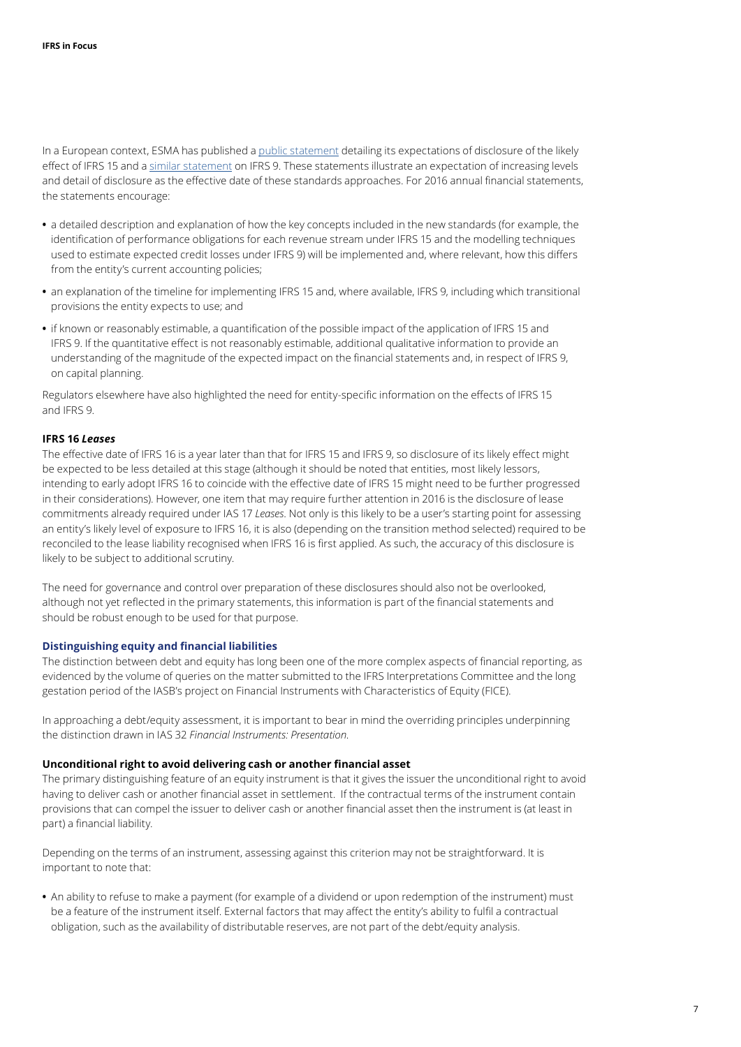In a European context, ESMA has published a public statement detailing its expectations of disclosure of the likely effect of IFRS 15 and a similar statement on IFRS 9. These statements illustrate an expectation of increasing levels and detail of disclosure as the effective date of these standards approaches. For 2016 annual financial statements, the statements encourage:

- a detailed description and explanation of how the key concepts included in the new standards (for example, the identification of performance obligations for each revenue stream under IFRS 15 and the modelling techniques used to estimate expected credit losses under IFRS 9) will be implemented and, where relevant, how this differs from the entity's current accounting policies;
- an explanation of the timeline for implementing IFRS 15 and, where available, IFRS 9, including which transitional provisions the entity expects to use; and
- if known or reasonably estimable, a quantification of the possible impact of the application of IFRS 15 and IFRS 9. If the quantitative effect is not reasonably estimable, additional qualitative information to provide an understanding of the magnitude of the expected impact on the financial statements and, in respect of IFRS 9, on capital planning.

Regulators elsewhere have also highlighted the need for entity-specific information on the effects of IFRS 15 and IFRS 9.

### IFRS 16 *Leases*

The effective date of IFRS 16 is a year later than that for IFRS 15 and IFRS 9, so disclosure of its likely effect might be expected to be less detailed at this stage (although it should be noted that entities, most likely lessors, intending to early adopt IFRS 16 to coincide with the effective date of IFRS 15 might need to be further progressed in their considerations). However, one item that may require further attention in 2016 is the disclosure of lease commitments already required under IAS 17 *Leases*. Not only is this likely to be a user's starting point for assessing an entity's likely level of exposure to IFRS 16, it is also (depending on the transition method selected) required to be reconciled to the lease liability recognised when IFRS 16 is first applied. As such, the accuracy of this disclosure is likely to be subject to additional scrutiny.

The need for governance and control over preparation of these disclosures should also not be overlooked, although not yet reflected in the primary statements, this information is part of the financial statements and should be robust enough to be used for that purpose.

## Distinguishing equity and financial liabilities

The distinction between debt and equity has long been one of the more complex aspects of financial reporting, as evidenced by the volume of queries on the matter submitted to the IFRS Interpretations Committee and the long gestation period of the IASB's project on Financial Instruments with Characteristics of Equity (FICE).

In approaching a debt/equity assessment, it is important to bear in mind the overriding principles underpinning the distinction drawn in IAS 32 *Financial Instruments: Presentation*.

### Unconditional right to avoid delivering cash or another financial asset

The primary distinguishing feature of an equity instrument is that it gives the issuer the unconditional right to avoid having to deliver cash or another financial asset in settlement. If the contractual terms of the instrument contain provisions that can compel the issuer to deliver cash or another financial asset then the instrument is (at least in part) a financial liability.

Depending on the terms of an instrument, assessing against this criterion may not be straightforward. It is important to note that:

- An ability to refuse to make a payment (for example of a dividend or upon redemption of the instrument) must be a feature of the instrument itself. External factors that may affect the entity's ability to fulfil a contractual obligation, such as the availability of distributable reserves, are not part of the debt/equity analysis.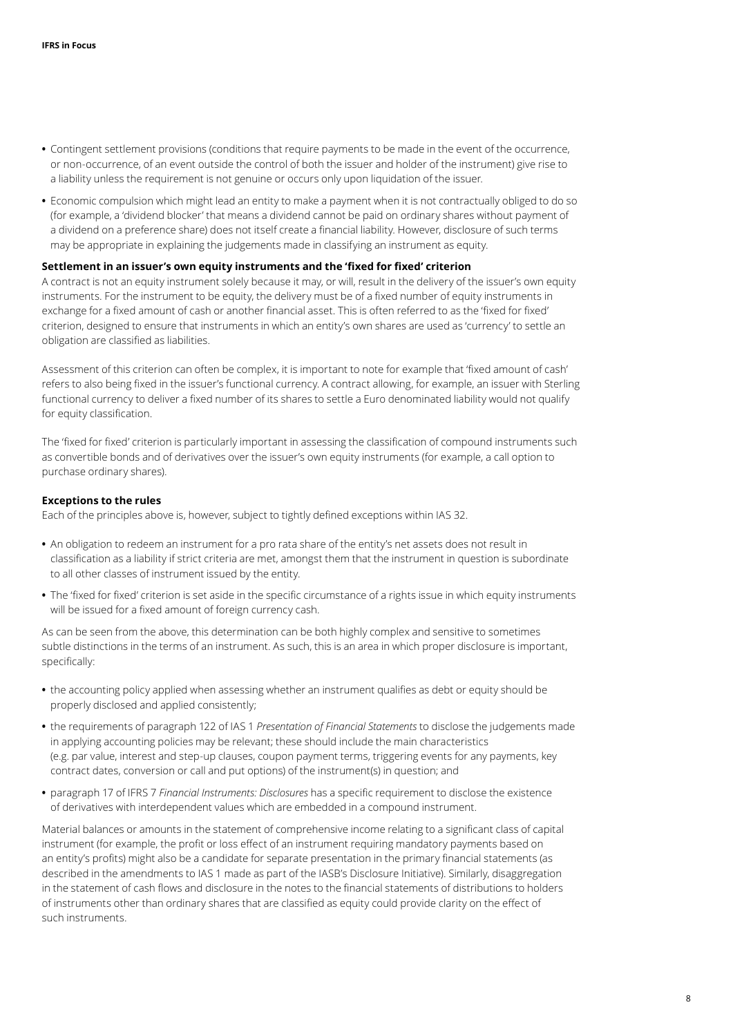- Contingent settlement provisions (conditions that require payments to be made in the event of the occurrence, or non-occurrence, of an event outside the control of both the issuer and holder of the instrument) give rise to a liability unless the requirement is not genuine or occurs only upon liquidation of the issuer.
- Economic compulsion which might lead an entity to make a payment when it is not contractually obliged to do so (for example, a 'dividend blocker' that means a dividend cannot be paid on ordinary shares without payment of a dividend on a preference share) does not itself create a financial liability. However, disclosure of such terms may be appropriate in explaining the judgements made in classifying an instrument as equity.

**Settlement in an issuer's own equity instruments and the 'fixed for fixed' criterion**

A contract is not an equity instrument solely because it may, or will, result in the delivery of the issuer's own equity instruments. For the instrument to be equity, the delivery must be of a fixed number of equity instruments in exchange for a fixed amount of cash or another financial asset. This is often referred to as the 'fixed for fixed' criterion, designed to ensure that instruments in which an entity's own shares are used as 'currency' to settle an obligation are classified as liabilities.

Assessment of this criterion can often be complex, it is important to note for example that 'fixed amount of cash' refers to also being fixed in the issuer's functional currency. A contract allowing, for example, an issuer with Sterling functional currency to deliver a fixed number of its shares to settle a Euro denominated liability would not qualify for equity classification.

The 'fixed for fixed' criterion is particularly important in assessing the classification of compound instruments such as convertible bonds and of derivatives over the issuer's own equity instruments (for example, a call option to purchase ordinary shares).

**Exceptions to the rules**

Each of the principles above is, however, subject to tightly defined exceptions within IAS 32.

- An obligation to redeem an instrument for a pro rata share of the entity's net assets does not result in classification as a liability if strict criteria are met, amongst them that the instrument in question is subordinate to all other classes of instrument issued by the entity.
- The 'fixed for fixed' criterion is set aside in the specific circumstance of a rights issue in which equity instruments will be issued for a fixed amount of foreign currency cash.

As can be seen from the above, this determination can be both highly complex and sensitive to sometimes subtle distinctions in the terms of an instrument. As such, this is an area in which proper disclosure is important, specifically:

- the accounting policy applied when assessing whether an instrument qualifies as debt or equity should be properly disclosed and applied consistently;
- the requirements of paragraph 122 of IAS 1 *Presentation of Financial Statements* to disclose the judgements made in applying accounting policies may be relevant; these should include the main characteristics (e.g. par value, interest and step-up clauses, coupon payment terms, triggering events for any payments, key contract dates, conversion or call and put options) of the instrument(s) in question; and
- paragraph 17 of IFRS 7 *Financial Instruments: Disclosures* has a specific requirement to disclose the existence of derivatives with interdependent values which are embedded in a compound instrument.

Material balances or amounts in the statement of comprehensive income relating to a significant class of capital instrument (for example, the profit or loss effect of an instrument requiring mandatory payments based on an entity's profits) might also be a candidate for separate presentation in the primary financial statements (as described in the amendments to IAS 1 made as part of the IASB's Disclosure Initiative). Similarly, disaggregation in the statement of cash flows and disclosure in the notes to the financial statements of distributions to holders of instruments other than ordinary shares that are classified as equity could provide clarity on the effect of such instruments.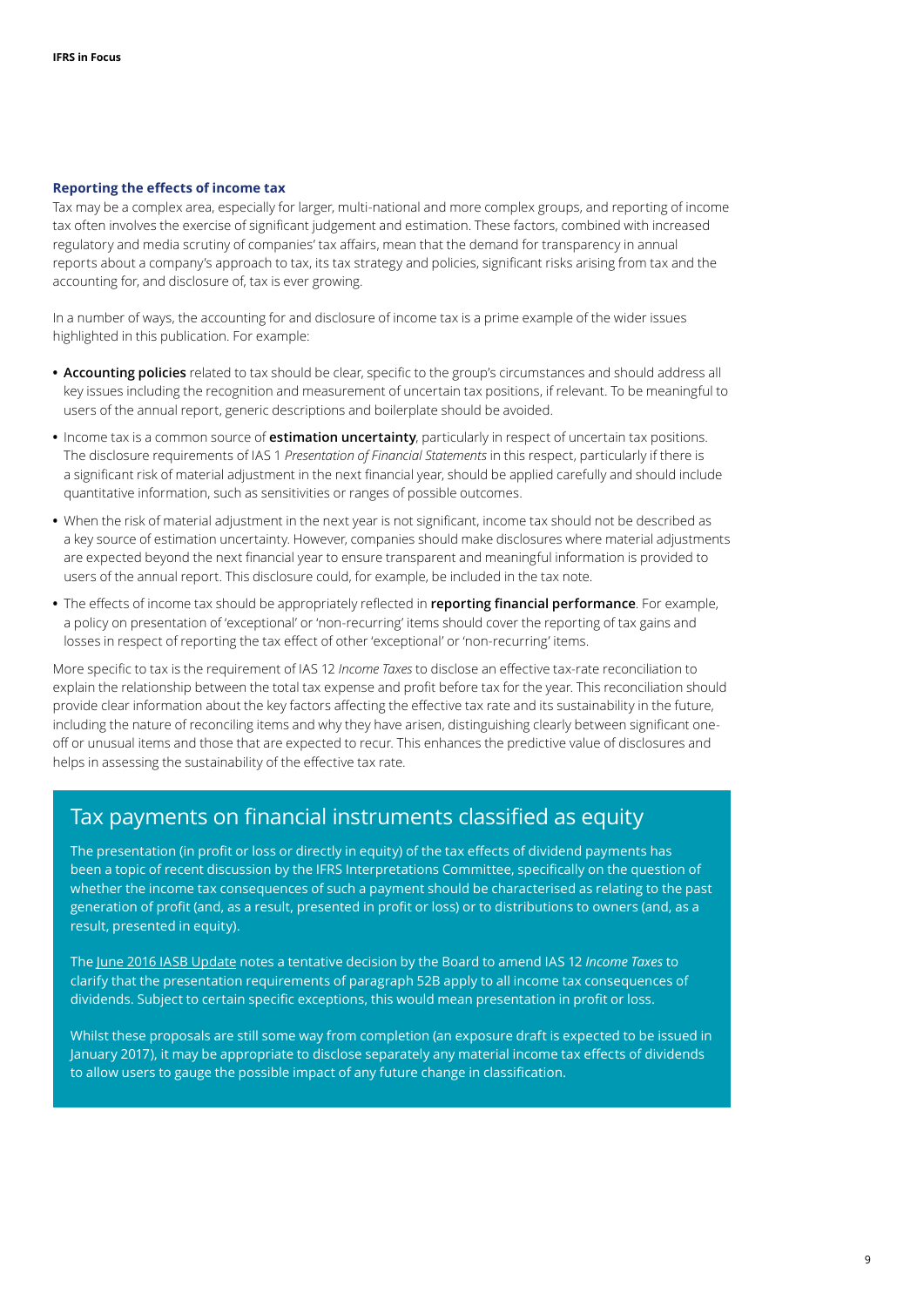### Reporting the effects of income tax

Tax may be a complex area, especially for larger, multi-national and more complex groups, and reporting of income tax often involves the exercise of significant judgement and estimation. These factors, combined with increased regulatory and media scrutiny of companies' tax affairs, mean that the demand for transparency in annual reports about a company's approach to tax, its tax strategy and policies, significant risks arising from tax and the accounting for, and disclosure of, tax is ever growing.

In a number of ways, the accounting for and disclosure of income tax is a prime example of the wider issues highlighted in this publication. For example:

- **Accounting policies** related to tax should be clear, specific to the group's circumstances and should address all key issues including the recognition and measurement of uncertain tax positions, if relevant. To be meaningful to users of the annual report, generic descriptions and boilerplate should be avoided.
- Income tax is a common source of **estimation uncertainty**, particularly in respect of uncertain tax positions. The disclosure requirements of IAS 1 *Presentation of Financial Statements* in this respect, particularly if there is a significant risk of material adjustment in the next financial year, should be applied carefully and should include quantitative information, such as sensitivities or ranges of possible outcomes.
- When the risk of material adjustment in the next year is not significant, income tax should not be described as a key source of estimation uncertainty. However, companies should make disclosures where material adjustments are expected beyond the next financial year to ensure transparent and meaningful information is provided to users of the annual report. This disclosure could, for example, be included in the tax note.
- The effects of income tax should be appropriately reflected in **reporting financial performance**. For example, a policy on presentation of 'exceptional' or 'non-recurring' items should cover the reporting of tax gains and losses in respect of reporting the tax effect of other 'exceptional' or 'non-recurring' items.

More specific to tax is the requirement of IAS 12 *Income Taxes* to disclose an effective tax-rate reconciliation to explain the relationship between the total tax expense and profit before tax for the year. This reconciliation should provide clear information about the key factors affecting the effective tax rate and its sustainability in the future, including the nature of reconciling items and why they have arisen, distinguishing clearly between significant one-off or unusual items and those that are expected to recur. This enhances the predictive value of disclosures and helps in assessing the sustainability of the effective tax rate.

## Tax payments on financial instruments classified as equity

The presentation (in profit or loss or directly in equity) of the tax effects of dividend payments has been a topic of recent discussion by the IFRS Interpretations Committee, specifically on the question of whether the income tax consequences of such a payment should be characterised as relating to the past generation of profit (and, as a result, presented in profit or loss) or to distributions to owners (and, as a result, presented in equity).

The June 2016 IASB Update notes a tentative decision by the Board to amend IAS 12 *Income Taxes* to clarify that the presentation requirements of paragraph 52B apply to all income tax consequences of dividends. Subject to certain specific exceptions, this would mean presentation in profit or loss.

Whilst these proposals are still some way from completion (an exposure draft is expected to be issued in January 2017), it may be appropriate to disclose separately any material income tax effects of dividends to allow users to gauge the possible impact of any future change in classification.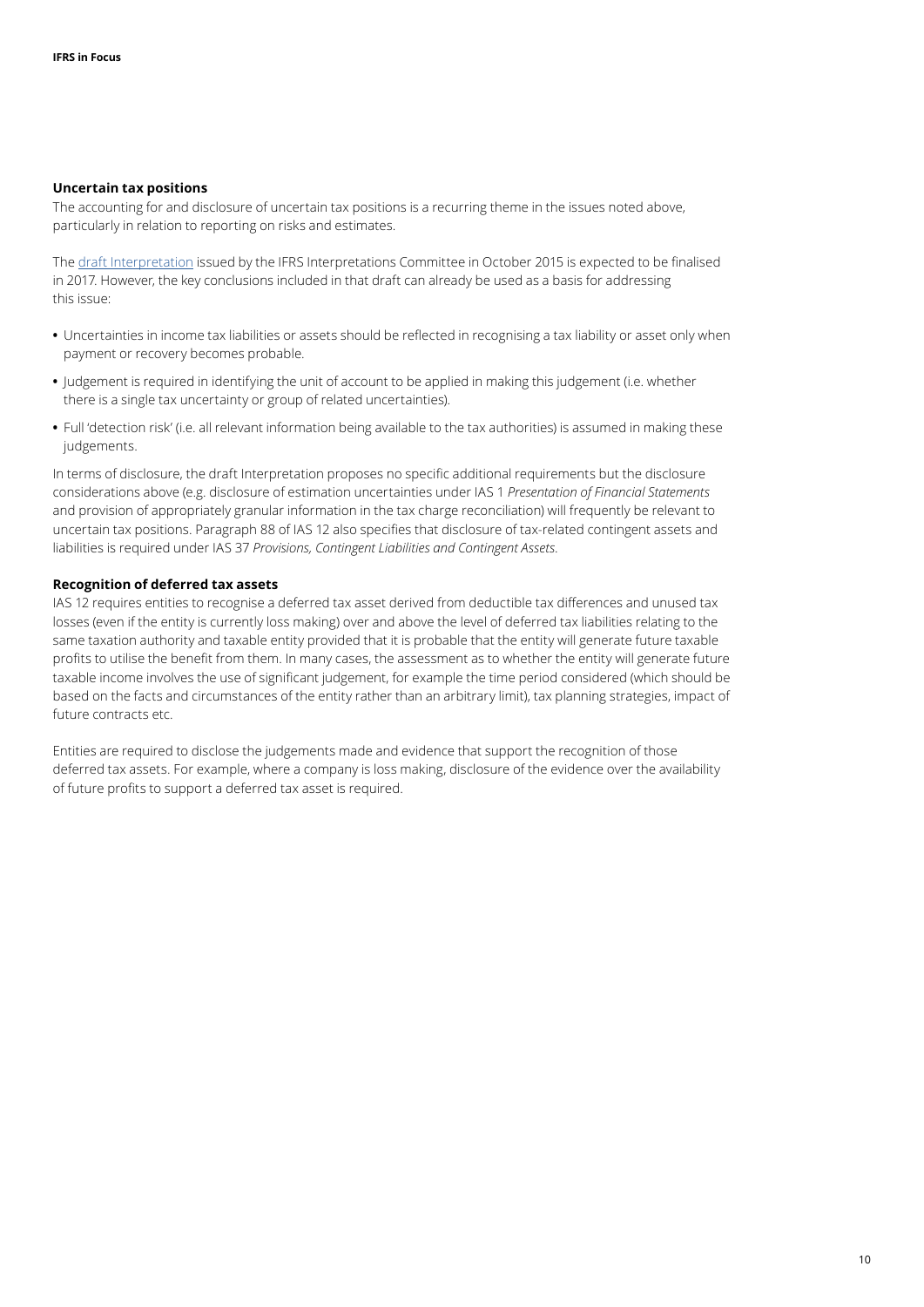### Uncertain tax positions

The accounting for and disclosure of uncertain tax positions is a recurring theme in the issues noted above, particularly in relation to reporting on risks and estimates.

The draft Interpretation issued by the IFRS Interpretations Committee in October 2015 is expected to be finalised in 2017. However, the key conclusions included in that draft can already be used as a basis for addressing this issue:

- Uncertainties in income tax liabilities or assets should be reflected in recognising a tax liability or asset only when payment or recovery becomes probable.
- Judgement is required in identifying the unit of account to be applied in making this judgement (i.e. whether there is a single tax uncertainty or group of related uncertainties).
- Full 'detection risk' (i.e. all relevant information being available to the tax authorities) is assumed in making these judgements.

In terms of disclosure, the draft Interpretation proposes no specific additional requirements but the disclosure considerations above (e.g. disclosure of estimation uncertainties under IAS 1 *Presentation of Financial Statements* and provision of appropriately granular information in the tax charge reconciliation) will frequently be relevant to uncertain tax positions. Paragraph 88 of IAS 12 also specifies that disclosure of tax-related contingent assets and liabilities is required under IAS 37 *Provisions, Contingent Liabilities and Contingent Assets*.

### Recognition of deferred tax assets

IAS 12 requires entities to recognise a deferred tax asset derived from deductible tax differences and unused tax losses (even if the entity is currently loss making) over and above the level of deferred tax liabilities relating to the same taxation authority and taxable entity provided that it is probable that the entity will generate future taxable profits to utilise the benefit from them. In many cases, the assessment as to whether the entity will generate future taxable income involves the use of significant judgement, for example the time period considered (which should be based on the facts and circumstances of the entity rather than an arbitrary limit), tax planning strategies, impact of future contracts etc.

Entities are required to disclose the judgements made and evidence that support the recognition of those deferred tax assets. For example, where a company is loss making, disclosure of the evidence over the availability of future profits to support a deferred tax asset is required.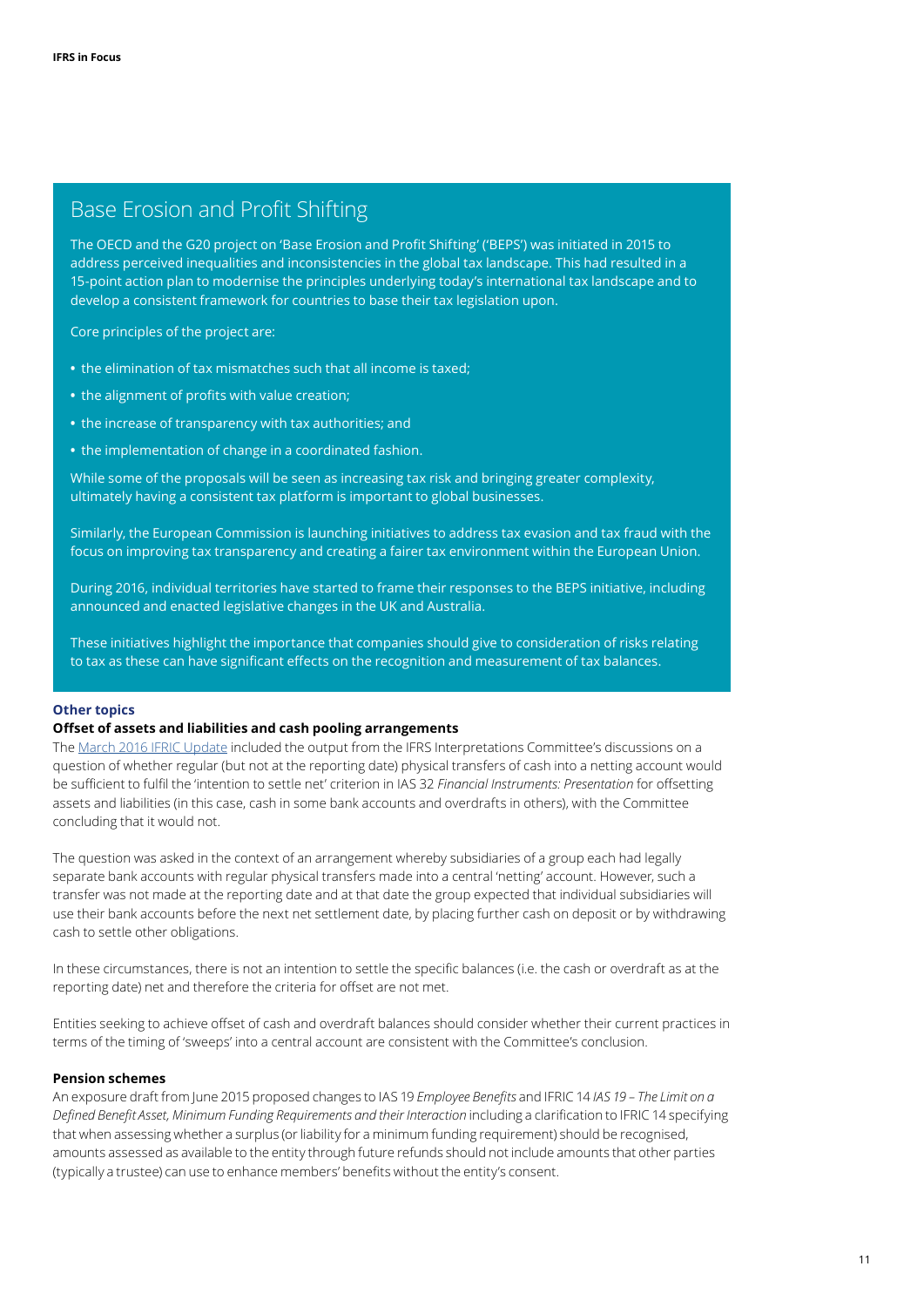## Base Erosion and Profit Shifting

The OECD and the G20 project on 'Base Erosion and Profit Shifting' ('BEPS') was initiated in 2015 to address perceived inequalities and inconsistencies in the global tax landscape. This had resulted in a 15-point action plan to modernise the principles underlying today's international tax landscape and to develop a consistent framework for countries to base their tax legislation upon.

Core principles of the project are:

- the elimination of tax mismatches such that all income is taxed;
- the alignment of profits with value creation;
- the increase of transparency with tax authorities; and
- the implementation of change in a coordinated fashion.

While some of the proposals will be seen as increasing tax risk and bringing greater complexity, ultimately having a consistent tax platform is important to global businesses.

Similarly, the European Commission is launching initiatives to address tax evasion and tax fraud with the focus on improving tax transparency and creating a fairer tax environment within the European Union.

During 2016, individual territories have started to frame their responses to the BEPS initiative, including announced and enacted legislative changes in the UK and Australia.

These initiatives highlight the importance that companies should give to consideration of risks relating to tax as these can have significant effects on the recognition and measurement of tax balances.

### Other topics

**Offset of assets and liabilities and cash pooling arrangements**

The March 2016 IFRIC Update included the output from the IFRS Interpretations Committee's discussions on a question of whether regular (but not at the reporting date) physical transfers of cash into a netting account would be sufficient to fulfil the 'intention to settle net' criterion in IAS 32 *Financial Instruments: Presentation* for offsetting assets and liabilities (in this case, cash in some bank accounts and overdrafts in others), with the Committee concluding that it would not.

The question was asked in the context of an arrangement whereby subsidiaries of a group each had legally separate bank accounts with regular physical transfers made into a central 'netting' account. However, such a transfer was not made at the reporting date and at that date the group expected that individual subsidiaries will use their bank accounts before the next net settlement date, by placing further cash on deposit or by withdrawing cash to settle other obligations.

In these circumstances, there is not an intention to settle the specific balances (i.e. the cash or overdraft as at the reporting date) net and therefore the criteria for offset are not met.

Entities seeking to achieve offset of cash and overdraft balances should consider whether their current practices in terms of the timing of 'sweeps' into a central account are consistent with the Committee's conclusion.

**Pension schemes**

An exposure draft from June 2015 proposed changes to IAS 19 *Employee Benefits* and IFRIC 14 *IAS 19 – The Limit on a Defined Benefit Asset, Minimum Funding Requirements and their Interaction* including a clarification to IFRIC 14 specifying that when assessing whether a surplus (or liability for a minimum funding requirement) should be recognised, amounts assessed as available to the entity through future refunds should not include amounts that other parties (typically a trustee) can use to enhance members' benefits without the entity's consent.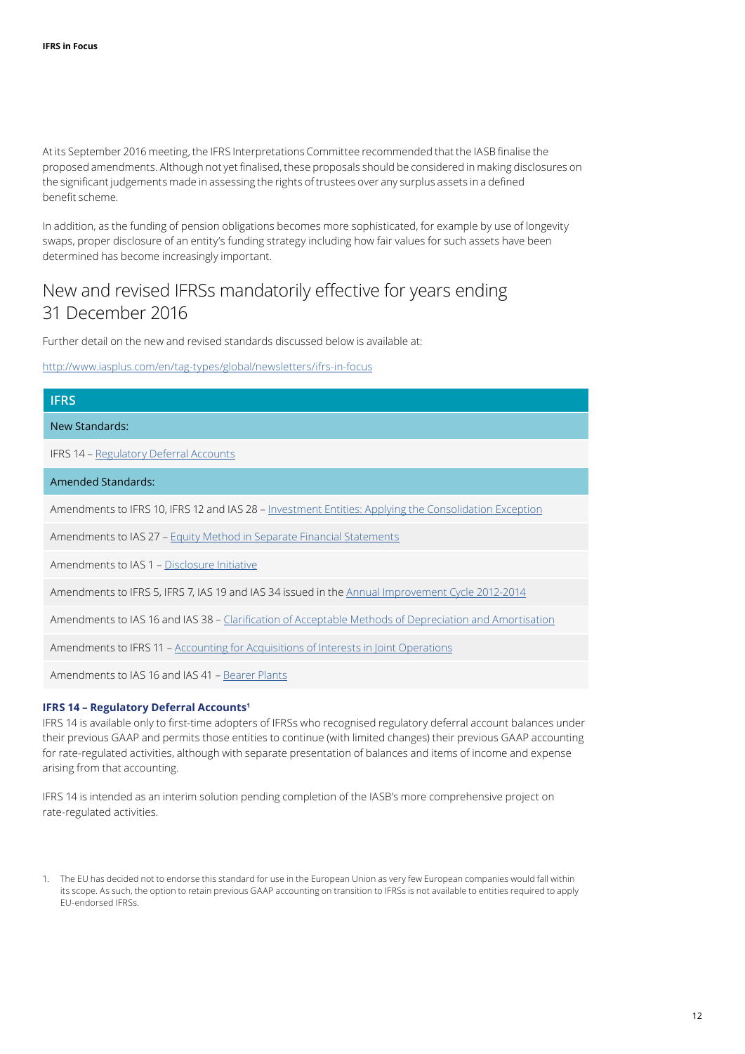At its September 2016 meeting, the IFRS Interpretations Committee recommended that the IASB finalise the proposed amendments. Although not yet finalised, these proposals should be considered in making disclosures on the significant judgements made in assessing the rights of trustees over any surplus assets in a defined benefit scheme.

In addition, as the funding of pension obligations becomes more sophisticated, for example by use of longevity swaps, proper disclosure of an entity's funding strategy including how fair values for such assets have been determined has become increasingly important.

## New and revised IFRSs mandatorily effective for years ending 31 December 2016

Further detail on the new and revised standards discussed below is available at:

http://www.iasplus.com/en/tag-types/global/newsletters/ifrs-in-focus

| IFRS |
|---|
| New Standards: |
| IFRS 14 – Regulatory Deferral Accounts |
| Amended Standards: |
| Amendments to IFRS 10, IFRS 12 and IAS 28 – Investment Entities: Applying the Consolidation Exception |
| Amendments to IAS 27 – Equity Method in Separate Financial Statements |
| Amendments to IAS 1 – Disclosure Initiative |
| Amendments to IFRS 5, IFRS 7, IAS 19 and IAS 34 issued in the Annual Improvement Cycle 2012-2014 |
| Amendments to IAS 16 and IAS 38 – Clarification of Acceptable Methods of Depreciation and Amortisation |
| Amendments to IFRS 11 – Accounting for Acquisitions of Interests in Joint Operations |
| Amendments to IAS 16 and IAS 41 – Bearer Plants |

**IFRS 14 – Regulatory Deferral Accounts[1]**

IFRS 14 is available only to first-time adopters of IFRSs who recognised regulatory deferral account balances under their previous GAAP and permits those entities to continue (with limited changes) their previous GAAP accounting for rate-regulated activities, although with separate presentation of balances and items of income and expense arising from that accounting.

IFRS 14 is intended as an interim solution pending completion of the IASB's more comprehensive project on rate-regulated activities.

1. The EU has decided not to endorse this standard for use in the European Union as very few European companies would fall within its scope. As such, the option to retain previous GAAP accounting on transition to IFRSs is not available to entities required to apply EU-endorsed IFRSs.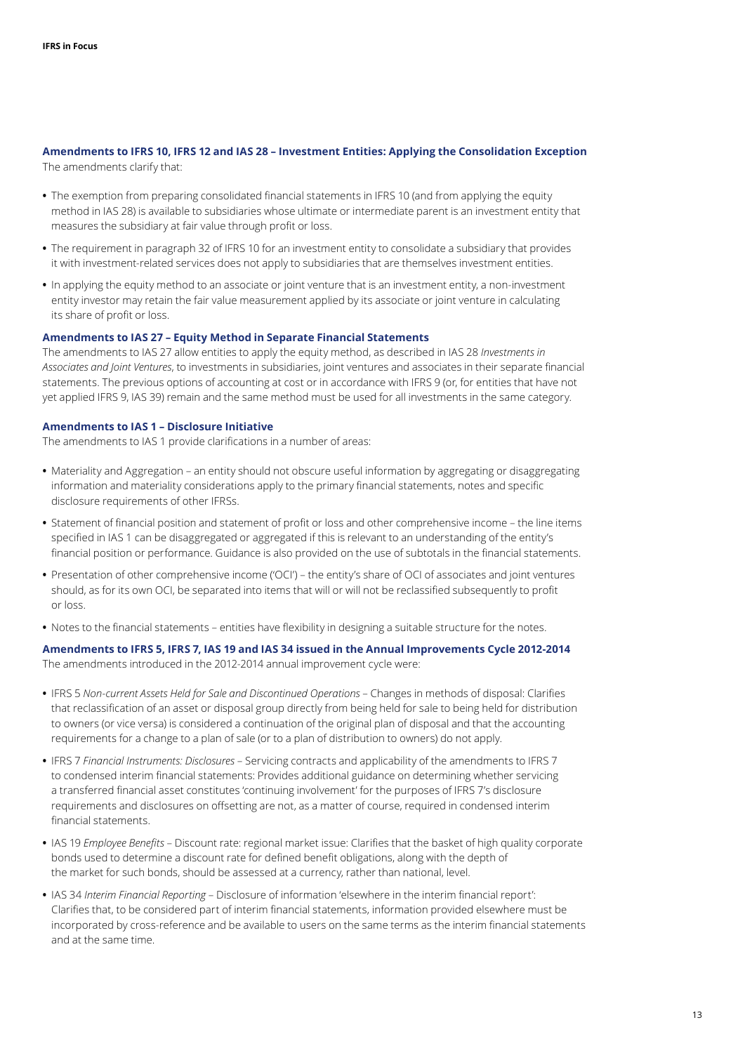### Amendments to IFRS 10, IFRS 12 and IAS 28 – Investment Entities: Applying the Consolidation Exception

The amendments clarify that:

- The exemption from preparing consolidated financial statements in IFRS 10 (and from applying the equity method in IAS 28) is available to subsidiaries whose ultimate or intermediate parent is an investment entity that measures the subsidiary at fair value through profit or loss.
- The requirement in paragraph 32 of IFRS 10 for an investment entity to consolidate a subsidiary that provides it with investment-related services does not apply to subsidiaries that are themselves investment entities.
- In applying the equity method to an associate or joint venture that is an investment entity, a non-investment entity investor may retain the fair value measurement applied by its associate or joint venture in calculating its share of profit or loss.

### Amendments to IAS 27 – Equity Method in Separate Financial Statements

The amendments to IAS 27 allow entities to apply the equity method, as described in IAS 28 *Investments in Associates and Joint Ventures*, to investments in subsidiaries, joint ventures and associates in their separate financial statements. The previous options of accounting at cost or in accordance with IFRS 9 (or, for entities that have not yet applied IFRS 9, IAS 39) remain and the same method must be used for all investments in the same category.

### Amendments to IAS 1 – Disclosure Initiative

The amendments to IAS 1 provide clarifications in a number of areas:

- Materiality and Aggregation – an entity should not obscure useful information by aggregating or disaggregating information and materiality considerations apply to the primary financial statements, notes and specific disclosure requirements of other IFRSs.
- Statement of financial position and statement of profit or loss and other comprehensive income – the line items specified in IAS 1 can be disaggregated or aggregated if this is relevant to an understanding of the entity's financial position or performance. Guidance is also provided on the use of subtotals in the financial statements.
- Presentation of other comprehensive income ('OCI') – the entity's share of OCI of associates and joint ventures should, as for its own OCI, be separated into items that will or will not be reclassified subsequently to profit or loss.
- Notes to the financial statements – entities have flexibility in designing a suitable structure for the notes.

### Amendments to IFRS 5, IFRS 7, IAS 19 and IAS 34 issued in the Annual Improvements Cycle 2012-2014

The amendments introduced in the 2012-2014 annual improvement cycle were:

- IFRS 5 *Non-current Assets Held for Sale and Discontinued Operations* – Changes in methods of disposal: Clarifies that reclassification of an asset or disposal group directly from being held for sale to being held for distribution to owners (or vice versa) is considered a continuation of the original plan of disposal and that the accounting requirements for a change to a plan of sale (or to a plan of distribution to owners) do not apply.
- IFRS 7 *Financial Instruments: Disclosures* – Servicing contracts and applicability of the amendments to IFRS 7 to condensed interim financial statements: Provides additional guidance on determining whether servicing a transferred financial asset constitutes 'continuing involvement' for the purposes of IFRS 7's disclosure requirements and disclosures on offsetting are not, as a matter of course, required in condensed interim financial statements.
- IAS 19 *Employee Benefits* – Discount rate: regional market issue: Clarifies that the basket of high quality corporate bonds used to determine a discount rate for defined benefit obligations, along with the depth of the market for such bonds, should be assessed at a currency, rather than national, level.
- IAS 34 *Interim Financial Reporting* – Disclosure of information 'elsewhere in the interim financial report': Clarifies that, to be considered part of interim financial statements, information provided elsewhere must be incorporated by cross-reference and be available to users on the same terms as the interim financial statements and at the same time.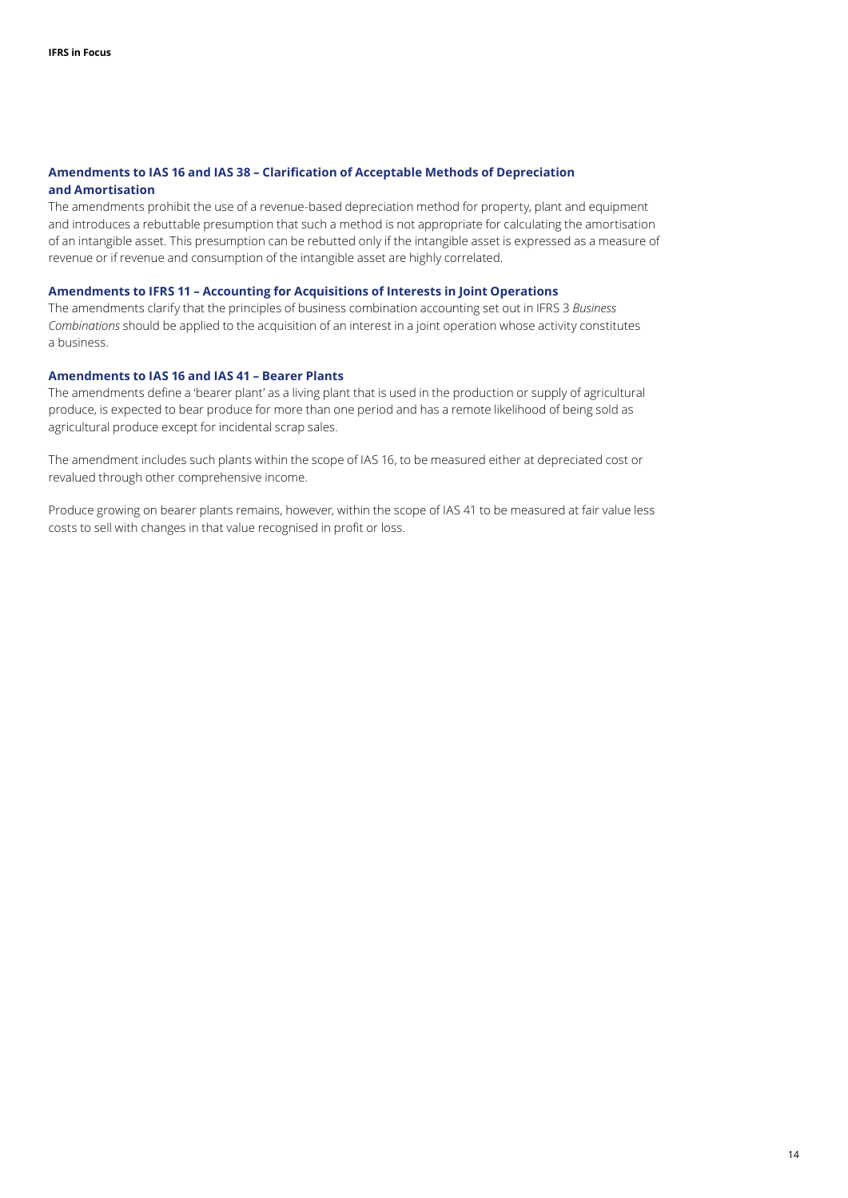### Amendments to IAS 16 and IAS 38 – Clarification of Acceptable Methods of Depreciation and Amortisation

The amendments prohibit the use of a revenue-based depreciation method for property, plant and equipment and introduces a rebuttable presumption that such a method is not appropriate for calculating the amortisation of an intangible asset. This presumption can be rebutted only if the intangible asset is expressed as a measure of revenue or if revenue and consumption of the intangible asset are highly correlated.

### Amendments to IFRS 11 – Accounting for Acquisitions of Interests in Joint Operations

The amendments clarify that the principles of business combination accounting set out in IFRS 3 *Business Combinations* should be applied to the acquisition of an interest in a joint operation whose activity constitutes a business.

### Amendments to IAS 16 and IAS 41 – Bearer Plants

The amendments define a 'bearer plant' as a living plant that is used in the production or supply of agricultural produce, is expected to bear produce for more than one period and has a remote likelihood of being sold as agricultural produce except for incidental scrap sales.

The amendment includes such plants within the scope of IAS 16, to be measured either at depreciated cost or revalued through other comprehensive income.

Produce growing on bearer plants remains, however, within the scope of IAS 41 to be measured at fair value less costs to sell with changes in that value recognised in profit or loss.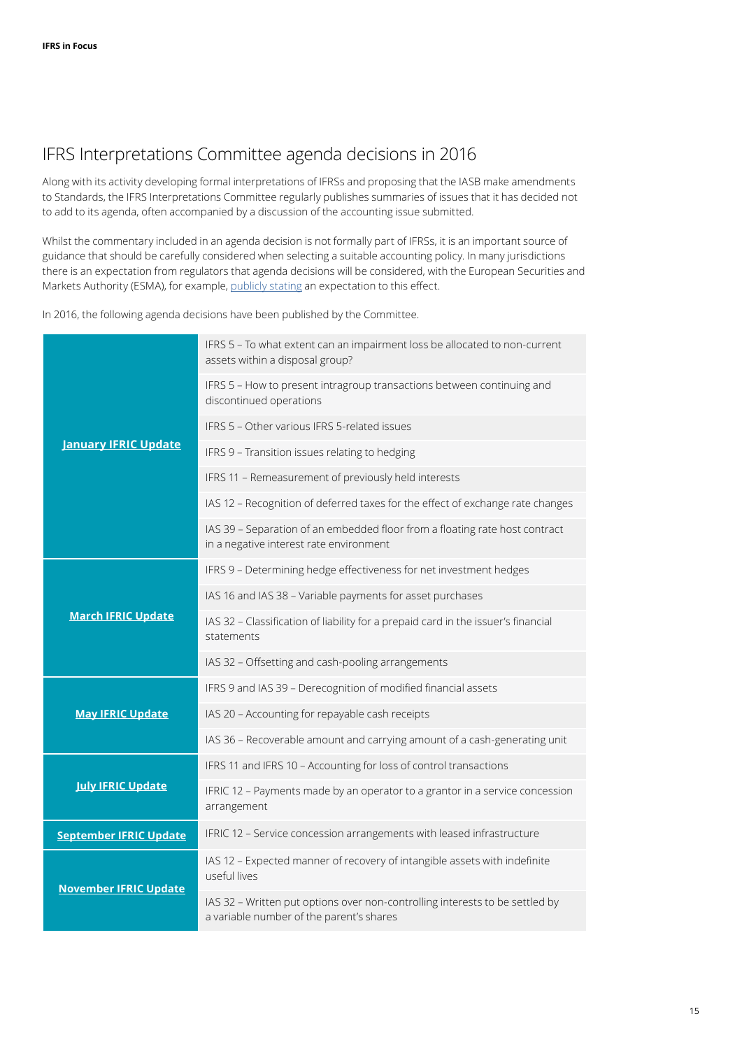## IFRS Interpretations Committee agenda decisions in 2016

Along with its activity developing formal interpretations of IFRSs and proposing that the IASB make amendments to Standards, the IFRS Interpretations Committee regularly publishes summaries of issues that it has decided not to add to its agenda, often accompanied by a discussion of the accounting issue submitted.

Whilst the commentary included in an agenda decision is not formally part of IFRSs, it is an important source of guidance that should be carefully considered when selecting a suitable accounting policy. In many jurisdictions there is an expectation from regulators that agenda decisions will be considered, with the European Securities and Markets Authority (ESMA), for example, publicly stating an expectation to this effect.

In 2016, the following agenda decisions have been published by the Committee.

| Update | Agenda decision |
|---|---|
| **January IFRIC Update** | IFRS 5 – To what extent can an impairment loss be allocated to non-current assets within a disposal group? |
| | IFRS 5 – How to present intragroup transactions between continuing and discontinued operations |
| | IFRS 5 – Other various IFRS 5-related issues |
| | IFRS 9 – Transition issues relating to hedging |
| | IFRS 11 – Remeasurement of previously held interests |
| | IAS 12 – Recognition of deferred taxes for the effect of exchange rate changes |
| | IAS 39 – Separation of an embedded floor from a floating rate host contract in a negative interest rate environment |
| **March IFRIC Update** | IFRS 9 – Determining hedge effectiveness for net investment hedges |
| | IAS 16 and IAS 38 – Variable payments for asset purchases |
| | IAS 32 – Classification of liability for a prepaid card in the issuer's financial statements |
| | IAS 32 – Offsetting and cash-pooling arrangements |
| **May IFRIC Update** | IFRS 9 and IAS 39 – Derecognition of modified financial assets |
| | IAS 20 – Accounting for repayable cash receipts |
| | IAS 36 – Recoverable amount and carrying amount of a cash-generating unit |
| **July IFRIC Update** | IFRS 11 and IFRS 10 – Accounting for loss of control transactions |
| | IFRIC 12 – Payments made by an operator to a grantor in a service concession arrangement |
| **September IFRIC Update** | IFRIC 12 – Service concession arrangements with leased infrastructure |
| **November IFRIC Update** | IAS 12 – Expected manner of recovery of intangible assets with indefinite useful lives |
| | IAS 32 – Written put options over non-controlling interests to be settled by a variable number of the parent's shares |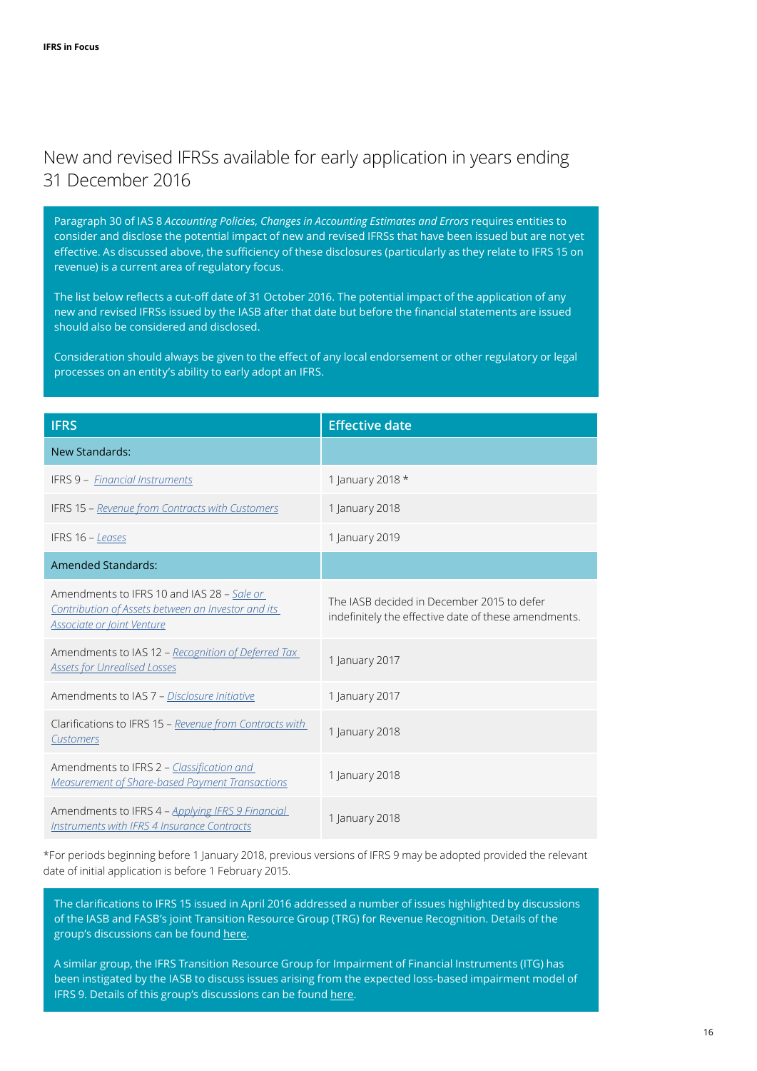## New and revised IFRSs available for early application in years ending 31 December 2016

Paragraph 30 of IAS 8 *Accounting Policies, Changes in Accounting Estimates and Errors* requires entities to consider and disclose the potential impact of new and revised IFRSs that have been issued but are not yet effective. As discussed above, the sufficiency of these disclosures (particularly as they relate to IFRS 15 on revenue) is a current area of regulatory focus.

The list below reflects a cut-off date of 31 October 2016. The potential impact of the application of any new and revised IFRSs issued by the IASB after that date but before the financial statements are issued should also be considered and disclosed.

Consideration should always be given to the effect of any local endorsement or other regulatory or legal processes on an entity's ability to early adopt an IFRS.

| IFRS | Effective date |
| --- | --- |
| New Standards: | |
| IFRS 9 – *Financial Instruments* | 1 January 2018 * |
| IFRS 15 – *Revenue from Contracts with Customers* | 1 January 2018 |
| IFRS 16 – *Leases* | 1 January 2019 |
| Amended Standards: | |
| Amendments to IFRS 10 and IAS 28 – *Sale or Contribution of Assets between an Investor and its Associate or Joint Venture* | The IASB decided in December 2015 to defer indefinitely the effective date of these amendments. |
| Amendments to IAS 12 – *Recognition of Deferred Tax Assets for Unrealised Losses* | 1 January 2017 |
| Amendments to IAS 7 – *Disclosure Initiative* | 1 January 2017 |
| Clarifications to IFRS 15 – *Revenue from Contracts with Customers* | 1 January 2018 |
| Amendments to IFRS 2 – *Classification and Measurement of Share-based Payment Transactions* | 1 January 2018 |
| Amendments to IFRS 4 – *Applying IFRS 9 Financial Instruments with IFRS 4 Insurance Contracts* | 1 January 2018 |

*For periods beginning before 1 January 2018, previous versions of IFRS 9 may be adopted provided the relevant date of initial application is before 1 February 2015.

The clarifications to IFRS 15 issued in April 2016 addressed a number of issues highlighted by discussions of the IASB and FASB's joint Transition Resource Group (TRG) for Revenue Recognition. Details of the group's discussions can be found here.

A similar group, the IFRS Transition Resource Group for Impairment of Financial Instruments (ITG) has been instigated by the IASB to discuss issues arising from the expected loss-based impairment model of IFRS 9. Details of this group's discussions can be found here.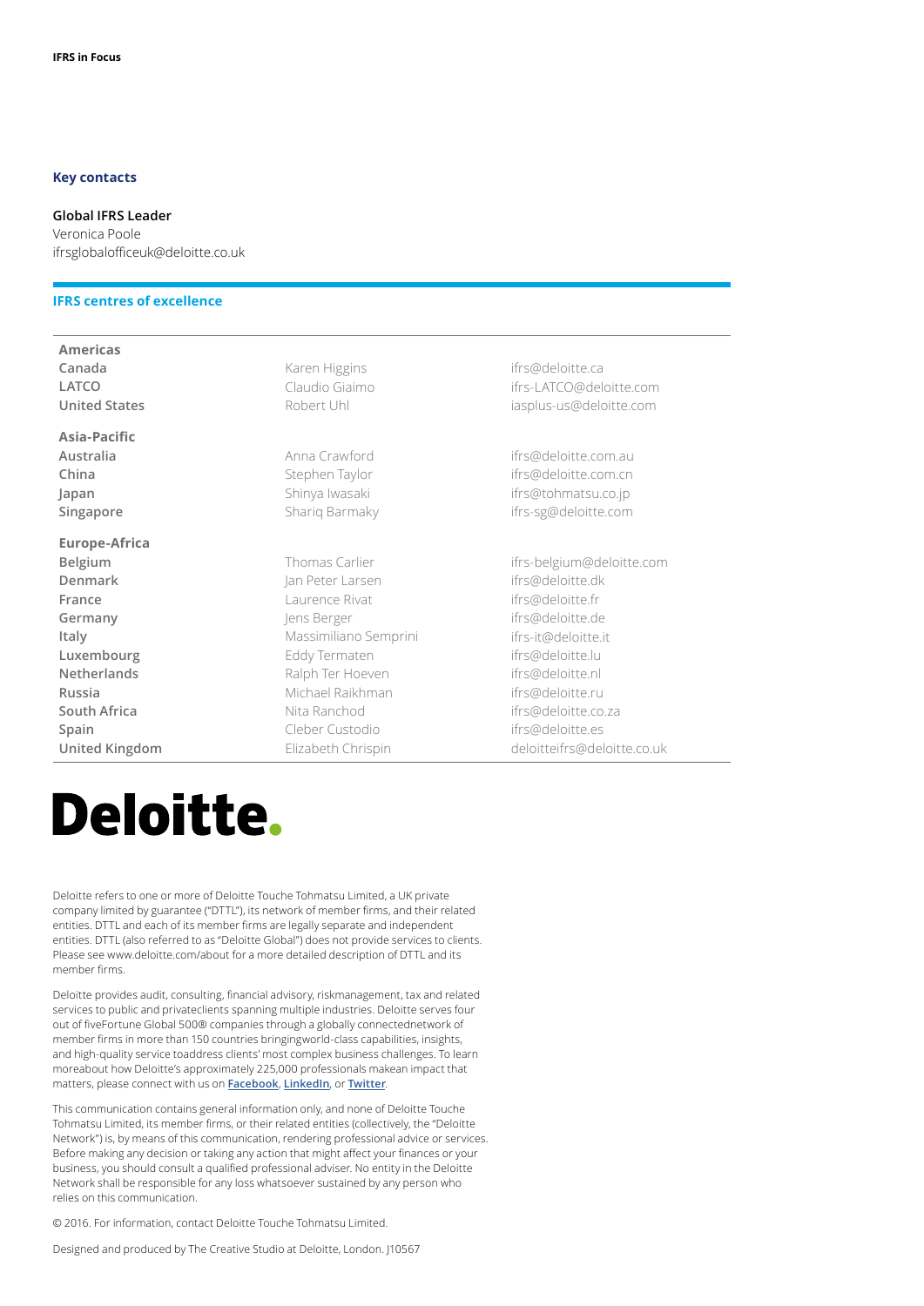## Key contacts

**Global IFRS Leader**
Veronica Poole
ifrsglobalofficeuk@deloitte.co.uk

### IFRS centres of excellence

| | | |
|---|---|---|
| **Americas** | | |
| **Canada** | Karen Higgins | ifrs@deloitte.ca |
| **LATCO** | Claudio Giaimo | ifrs-LATCO@deloitte.com |
| **United States** | Robert Uhl | iasplus-us@deloitte.com |
| **Asia-Pacific** | | |
| **Australia** | Anna Crawford | ifrs@deloitte.com.au |
| **China** | Stephen Taylor | ifrs@deloitte.com.cn |
| **Japan** | Shinya Iwasaki | ifrs@tohmatsu.co.jp |
| **Singapore** | Shariq Barmaky | ifrs-sg@deloitte.com |
| **Europe-Africa** | | |
| **Belgium** | Thomas Carlier | ifrs-belgium@deloitte.com |
| **Denmark** | Jan Peter Larsen | ifrs@deloitte.dk |
| **France** | Laurence Rivat | ifrs@deloitte.fr |
| **Germany** | Jens Berger | ifrs@deloitte.de |
| **Italy** | Massimiliano Semprini | ifrs-it@deloitte.it |
| **Luxembourg** | Eddy Termaten | ifrs@deloitte.lu |
| **Netherlands** | Ralph Ter Hoeven | ifrs@deloitte.nl |
| **Russia** | Michael Raikhman | ifrs@deloitte.ru |
| **South Africa** | Nita Ranchod | ifrs@deloitte.co.za |
| **Spain** | Cleber Custodio | ifrs@deloitte.es |
| **United Kingdom** | Elizabeth Chrispin | deloitteifrs@deloitte.co.uk |

**Deloitte.**

Deloitte refers to one or more of Deloitte Touche Tohmatsu Limited, a UK private company limited by guarantee ("DTTL"), its network of member firms, and their related entities. DTTL and each of its member firms are legally separate and independent entities. DTTL (also referred to as "Deloitte Global") does not provide services to clients. Please see www.deloitte.com/about for a more detailed description of DTTL and its member firms.

Deloitte provides audit, consulting, financial advisory, riskmanagement, tax and related services to public and privateclients spanning multiple industries. Deloitte serves four out of fiveFortune Global 500® companies through a globally connectednetwork of member firms in more than 150 countries bringingworld-class capabilities, insights, and high-quality service toaddress clients' most complex business challenges. To learn moreabout how Deloitte's approximately 225,000 professionals makean impact that matters, please connect with us on **Facebook**, **LinkedIn**, or **Twitter**.

This communication contains general information only, and none of Deloitte Touche Tohmatsu Limited, its member firms, or their related entities (collectively, the "Deloitte Network") is, by means of this communication, rendering professional advice or services. Before making any decision or taking any action that might affect your finances or your business, you should consult a qualified professional adviser. No entity in the Deloitte Network shall be responsible for any loss whatsoever sustained by any person who relies on this communication.

© 2016. For information, contact Deloitte Touche Tohmatsu Limited.

Designed and produced by The Creative Studio at Deloitte, London. J10567